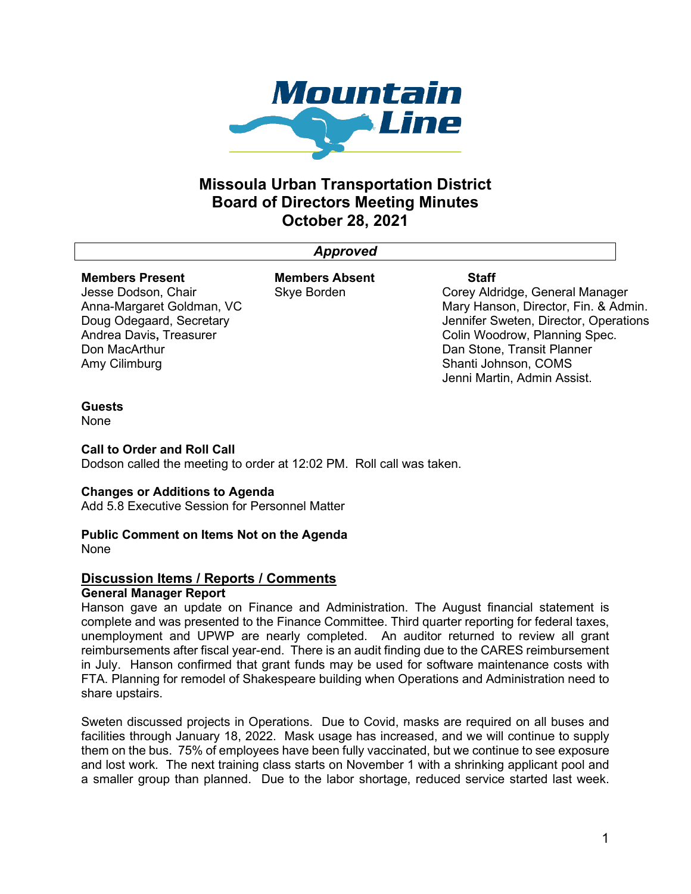# Missoula Urban Transportation District
## Board of Directors Meeting Minutes
## October 28, 2021

***Approved***

| Members Present | Members Absent | Staff |
|---|---|---|
| Jesse Dodson, Chair | Skye Borden | Corey Aldridge, General Manager |
| Anna-Margaret Goldman, VC | | Mary Hanson, Director, Fin. & Admin. |
| Doug Odegaard, Secretary | | Jennifer Sweten, Director, Operations |
| Andrea Davis, Treasurer | | Colin Woodrow, Planning Spec. |
| Don MacArthur | | Dan Stone, Transit Planner |
| Amy Cilimburg | | Shanti Johnson, COMS |
| | | Jenni Martin, Admin Assist. |

**Guests**
None

**Call to Order and Roll Call**
Dodson called the meeting to order at 12:02 PM. Roll call was taken.

**Changes or Additions to Agenda**
Add 5.8 Executive Session for Personnel Matter

**Public Comment on Items Not on the Agenda**
None

## Discussion Items / Reports / Comments

**General Manager Report**
Hanson gave an update on Finance and Administration. The August financial statement is complete and was presented to the Finance Committee. Third quarter reporting for federal taxes, unemployment and UPWP are nearly completed. An auditor returned to review all grant reimbursements after fiscal year-end. There is an audit finding due to the CARES reimbursement in July. Hanson confirmed that grant funds may be used for software maintenance costs with FTA. Planning for remodel of Shakespeare building when Operations and Administration need to share upstairs.

Sweten discussed projects in Operations. Due to Covid, masks are required on all buses and facilities through January 18, 2022. Mask usage has increased, and we will continue to supply them on the bus. 75% of employees have been fully vaccinated, but we continue to see exposure and lost work. The next training class starts on November 1 with a shrinking applicant pool and a smaller group than planned. Due to the labor shortage, reduced service started last week.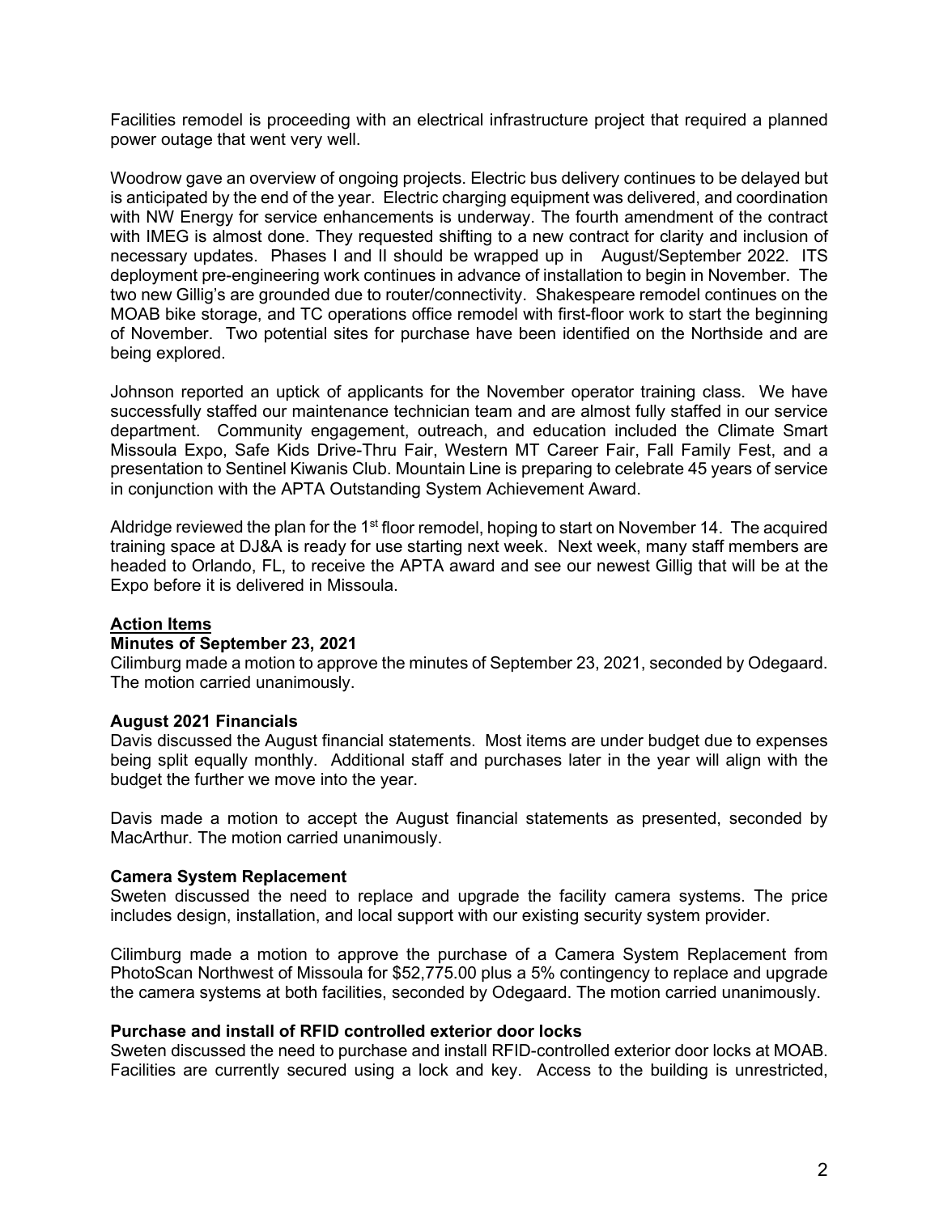Facilities remodel is proceeding with an electrical infrastructure project that required a planned power outage that went very well.

Woodrow gave an overview of ongoing projects. Electric bus delivery continues to be delayed but is anticipated by the end of the year. Electric charging equipment was delivered, and coordination with NW Energy for service enhancements is underway. The fourth amendment of the contract with IMEG is almost done. They requested shifting to a new contract for clarity and inclusion of necessary updates. Phases I and II should be wrapped up in August/September 2022. ITS deployment pre-engineering work continues in advance of installation to begin in November. The two new Gillig's are grounded due to router/connectivity. Shakespeare remodel continues on the MOAB bike storage, and TC operations office remodel with first-floor work to start the beginning of November. Two potential sites for purchase have been identified on the Northside and are being explored.

Johnson reported an uptick of applicants for the November operator training class. We have successfully staffed our maintenance technician team and are almost fully staffed in our service department. Community engagement, outreach, and education included the Climate Smart Missoula Expo, Safe Kids Drive-Thru Fair, Western MT Career Fair, Fall Family Fest, and a presentation to Sentinel Kiwanis Club. Mountain Line is preparing to celebrate 45 years of service in conjunction with the APTA Outstanding System Achievement Award.

Aldridge reviewed the plan for the 1st floor remodel, hoping to start on November 14. The acquired training space at DJ&A is ready for use starting next week. Next week, many staff members are headed to Orlando, FL, to receive the APTA award and see our newest Gillig that will be at the Expo before it is delivered in Missoula.

## Action Items

### Minutes of September 23, 2021

Cilimburg made a motion to approve the minutes of September 23, 2021, seconded by Odegaard. The motion carried unanimously.

### August 2021 Financials

Davis discussed the August financial statements. Most items are under budget due to expenses being split equally monthly. Additional staff and purchases later in the year will align with the budget the further we move into the year.

Davis made a motion to accept the August financial statements as presented, seconded by MacArthur. The motion carried unanimously.

### Camera System Replacement

Sweten discussed the need to replace and upgrade the facility camera systems. The price includes design, installation, and local support with our existing security system provider.

Cilimburg made a motion to approve the purchase of a Camera System Replacement from PhotoScan Northwest of Missoula for $52,775.00 plus a 5% contingency to replace and upgrade the camera systems at both facilities, seconded by Odegaard. The motion carried unanimously.

### Purchase and install of RFID controlled exterior door locks

Sweten discussed the need to purchase and install RFID-controlled exterior door locks at MOAB. Facilities are currently secured using a lock and key. Access to the building is unrestricted,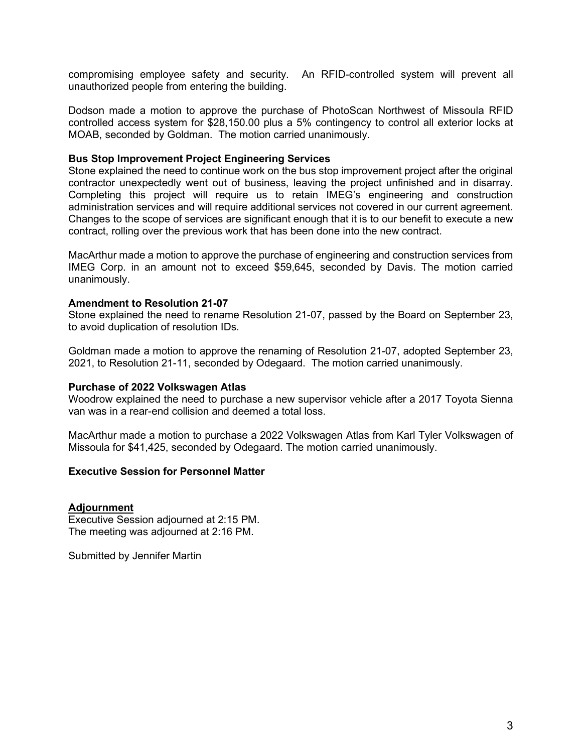compromising employee safety and security. An RFID-controlled system will prevent all unauthorized people from entering the building.

Dodson made a motion to approve the purchase of PhotoScan Northwest of Missoula RFID controlled access system for $28,150.00 plus a 5% contingency to control all exterior locks at MOAB, seconded by Goldman. The motion carried unanimously.

**Bus Stop Improvement Project Engineering Services**

Stone explained the need to continue work on the bus stop improvement project after the original contractor unexpectedly went out of business, leaving the project unfinished and in disarray. Completing this project will require us to retain IMEG's engineering and construction administration services and will require additional services not covered in our current agreement. Changes to the scope of services are significant enough that it is to our benefit to execute a new contract, rolling over the previous work that has been done into the new contract.

MacArthur made a motion to approve the purchase of engineering and construction services from IMEG Corp. in an amount not to exceed $59,645, seconded by Davis. The motion carried unanimously.

**Amendment to Resolution 21-07**

Stone explained the need to rename Resolution 21-07, passed by the Board on September 23, to avoid duplication of resolution IDs.

Goldman made a motion to approve the renaming of Resolution 21-07, adopted September 23, 2021, to Resolution 21-11, seconded by Odegaard. The motion carried unanimously.

**Purchase of 2022 Volkswagen Atlas**

Woodrow explained the need to purchase a new supervisor vehicle after a 2017 Toyota Sienna van was in a rear-end collision and deemed a total loss.

MacArthur made a motion to purchase a 2022 Volkswagen Atlas from Karl Tyler Volkswagen of Missoula for $41,425, seconded by Odegaard. The motion carried unanimously.

**Executive Session for Personnel Matter**

**Adjournment**

Executive Session adjourned at 2:15 PM.
The meeting was adjourned at 2:16 PM.

Submitted by Jennifer Martin